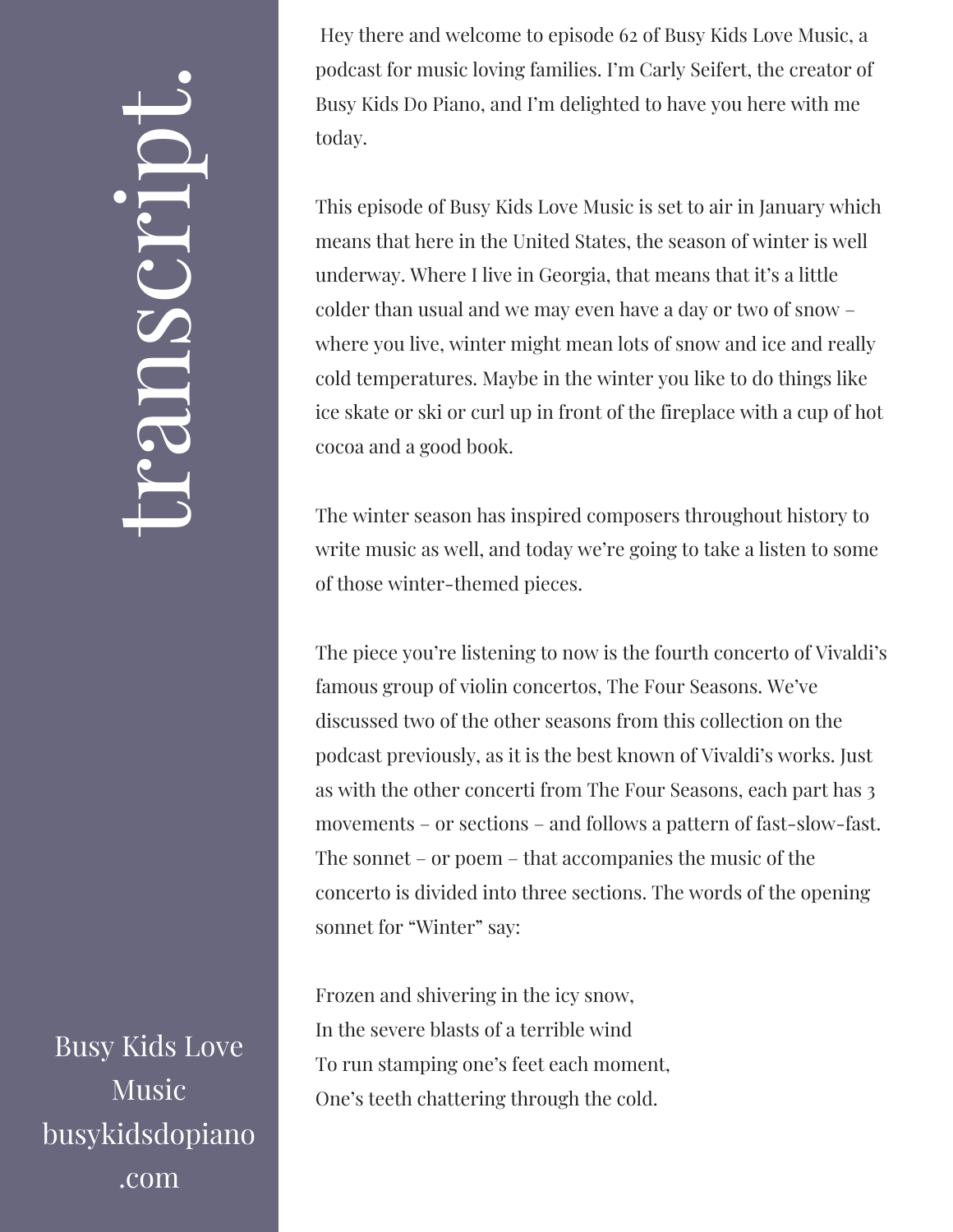Hey there and welcome to episode 62 of Busy Kids Love Music, a podcast for music loving families. I'm Carly Seifert, the creator of Busy Kids Do Piano, and I'm delighted to have you here with me today.

This episode of Busy Kids Love Music is set to air in January which means that here in the United States, the season of winter is well underway. Where I live in Georgia, that means that it's a little colder than usual and we may even have a day or two of snow – where you live, winter might mean lots of snow and ice and really cold temperatures. Maybe in the winter you like to do things like ice skate or ski or curl up in front of the fireplace with a cup of hot cocoa and a good book.

The winter season has inspired composers throughout history to write music as well, and today we're going to take a listen to some of those winter-themed pieces.

The piece you're listening to now is the fourth concerto of Vivaldi's famous group of violin concertos, The Four Seasons. We've discussed two of the other seasons from this collection on the podcast previously, as it is the best known of Vivaldi's works. Just as with the other concerti from The Four Seasons, each part has 3 movements – or sections – and follows a pattern of fast-slow-fast. The sonnet – or poem – that accompanies the music of the concerto is divided into three sections. The words of the opening sonnet for "Winter" say:

Frozen and shivering in the icy snow,
In the severe blasts of a terrible wind
To run stamping one's feet each moment,
One's teeth chattering through the cold.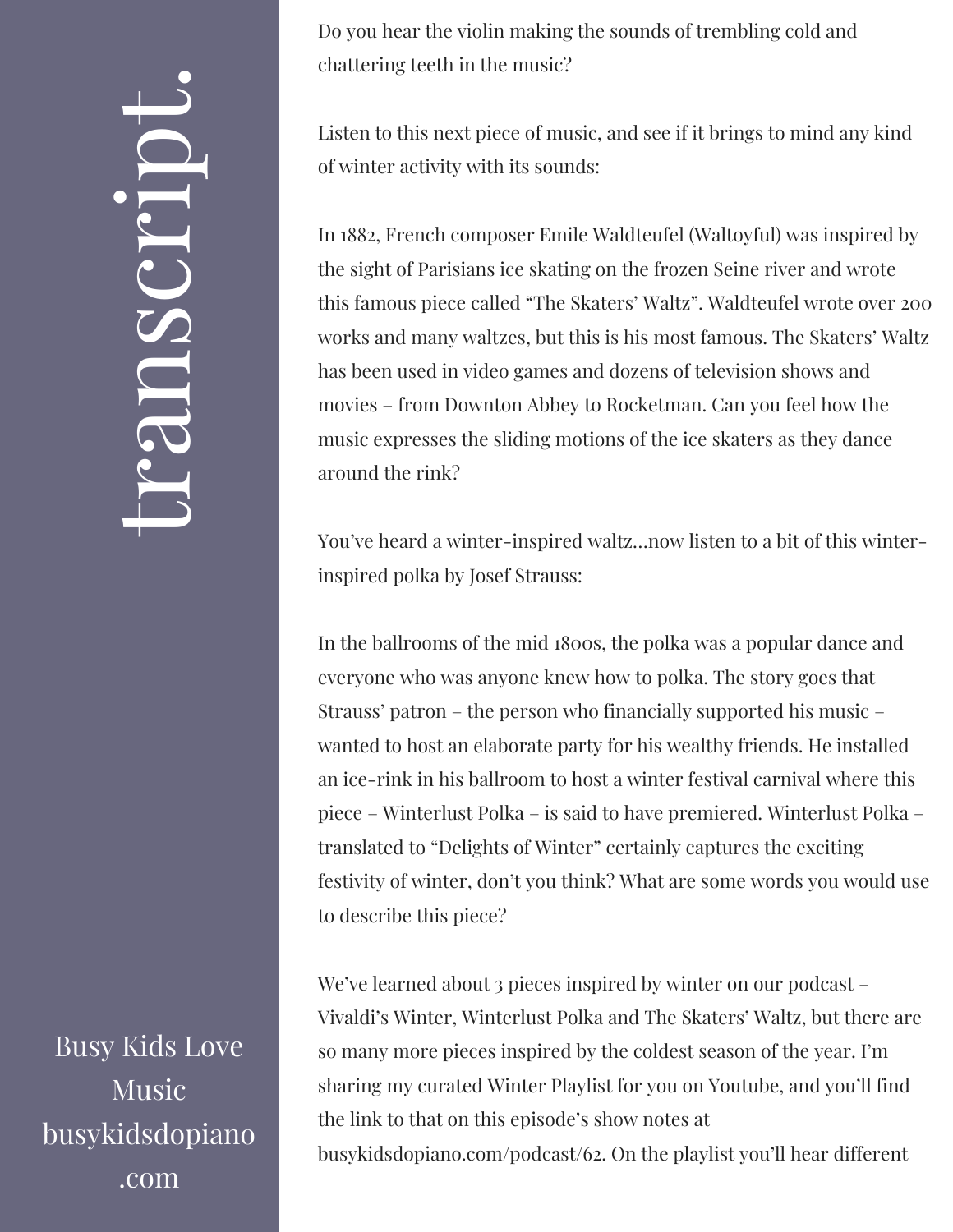Do you hear the violin making the sounds of trembling cold and chattering teeth in the music?

Listen to this next piece of music, and see if it brings to mind any kind of winter activity with its sounds:

In 1882, French composer Emile Waldteufel (Waltoyful) was inspired by the sight of Parisians ice skating on the frozen Seine river and wrote this famous piece called "The Skaters' Waltz". Waldteufel wrote over 200 works and many waltzes, but this is his most famous. The Skaters' Waltz has been used in video games and dozens of television shows and movies – from Downton Abbey to Rocketman. Can you feel how the music expresses the sliding motions of the ice skaters as they dance around the rink?

You've heard a winter-inspired waltz…now listen to a bit of this winter-inspired polka by Josef Strauss:

In the ballrooms of the mid 1800s, the polka was a popular dance and everyone who was anyone knew how to polka. The story goes that Strauss' patron – the person who financially supported his music – wanted to host an elaborate party for his wealthy friends. He installed an ice-rink in his ballroom to host a winter festival carnival where this piece – Winterlust Polka – is said to have premiered. Winterlust Polka – translated to "Delights of Winter" certainly captures the exciting festivity of winter, don't you think? What are some words you would use to describe this piece?

We've learned about 3 pieces inspired by winter on our podcast – Vivaldi's Winter, Winterlust Polka and The Skaters' Waltz, but there are so many more pieces inspired by the coldest season of the year. I'm sharing my curated Winter Playlist for you on Youtube, and you'll find the link to that on this episode's show notes at busykidsdopiano.com/podcast/62. On the playlist you'll hear different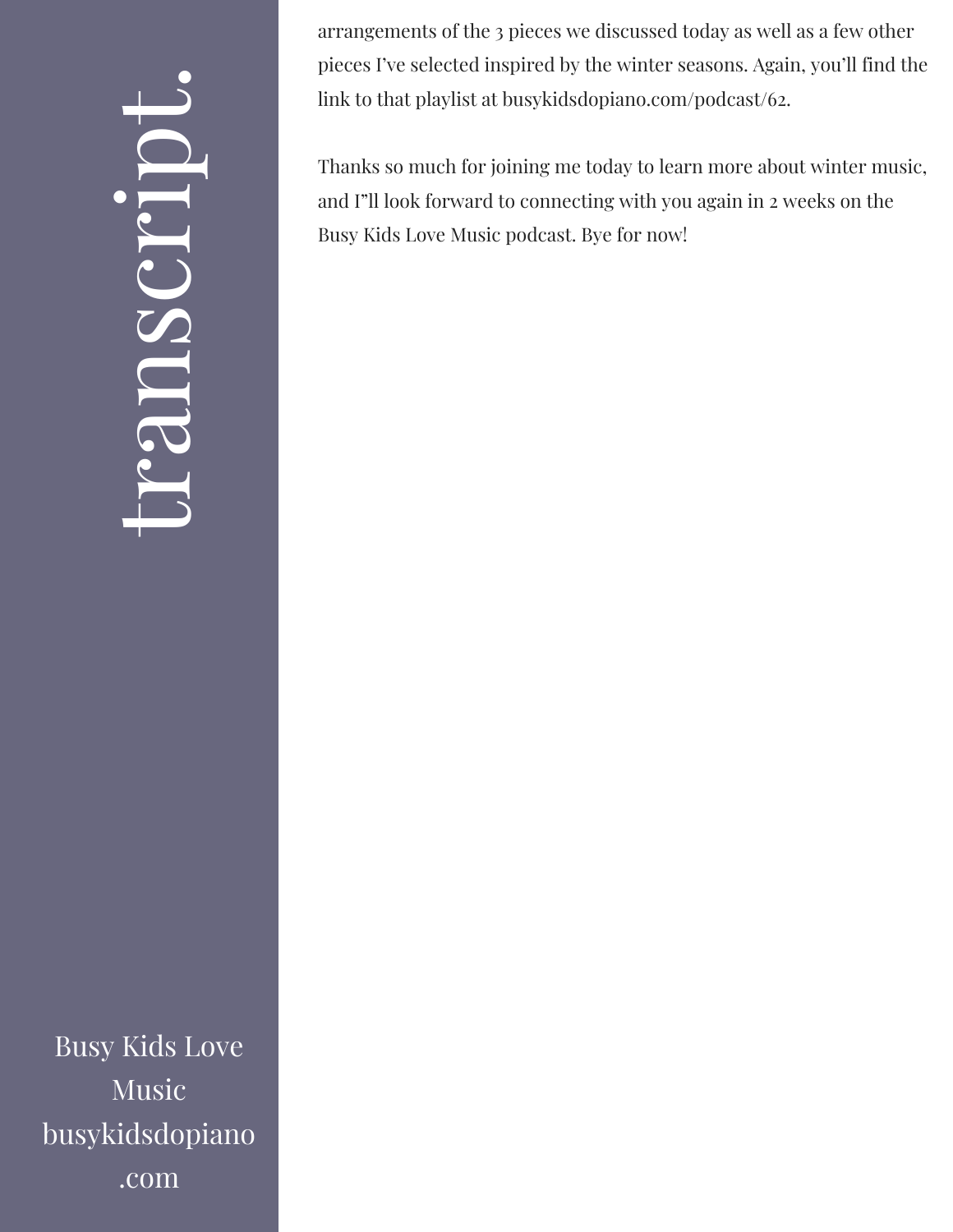arrangements of the 3 pieces we discussed today as well as a few other pieces I've selected inspired by the winter seasons. Again, you'll find the link to that playlist at busykidsdopiano.com/podcast/62.

Thanks so much for joining me today to learn more about winter music, and I"ll look forward to connecting with you again in 2 weeks on the Busy Kids Love Music podcast. Bye for now!